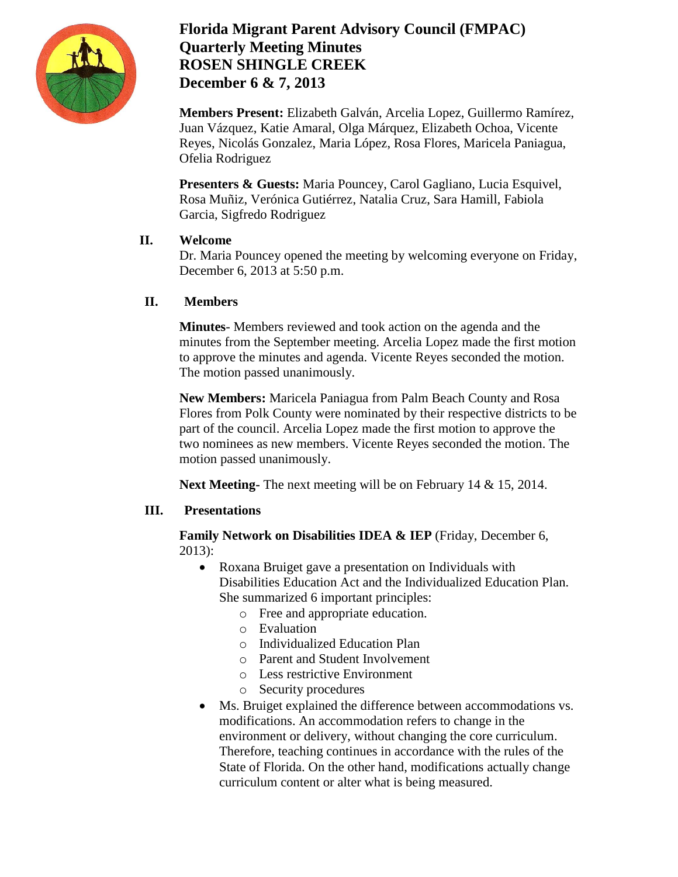# Florida Migrant Parent Advisory Council (FMPAC)
# Quarterly Meeting Minutes
# ROSEN SHINGLE CREEK
# December 6 & 7, 2013

**Members Present:** Elizabeth Galván, Arcelia Lopez, Guillermo Ramírez, Juan Vázquez, Katie Amaral, Olga Márquez, Elizabeth Ochoa, Vicente Reyes, Nicolás Gonzalez, Maria López, Rosa Flores, Maricela Paniagua, Ofelia Rodriguez

**Presenters & Guests:** Maria Pouncey, Carol Gagliano, Lucia Esquivel, Rosa Muñiz, Verónica Gutiérrez, Natalia Cruz, Sara Hamill, Fabiola Garcia, Sigfredo Rodriguez

## II. Welcome

Dr. Maria Pouncey opened the meeting by welcoming everyone on Friday, December 6, 2013 at 5:50 p.m.

## II. Members

**Minutes**- Members reviewed and took action on the agenda and the minutes from the September meeting. Arcelia Lopez made the first motion to approve the minutes and agenda. Vicente Reyes seconded the motion. The motion passed unanimously.

**New Members:** Maricela Paniagua from Palm Beach County and Rosa Flores from Polk County were nominated by their respective districts to be part of the council. Arcelia Lopez made the first motion to approve the two nominees as new members. Vicente Reyes seconded the motion. The motion passed unanimously.

**Next Meeting-** The next meeting will be on February 14 & 15, 2014.

## III. Presentations

**Family Network on Disabilities IDEA & IEP** (Friday, December 6, 2013):

- Roxana Bruiget gave a presentation on Individuals with Disabilities Education Act and the Individualized Education Plan. She summarized 6 important principles:
  - Free and appropriate education.
  - Evaluation
  - Individualized Education Plan
  - Parent and Student Involvement
  - Less restrictive Environment
  - Security procedures
- Ms. Bruiget explained the difference between accommodations vs. modifications. An accommodation refers to change in the environment or delivery, without changing the core curriculum. Therefore, teaching continues in accordance with the rules of the State of Florida. On the other hand, modifications actually change curriculum content or alter what is being measured.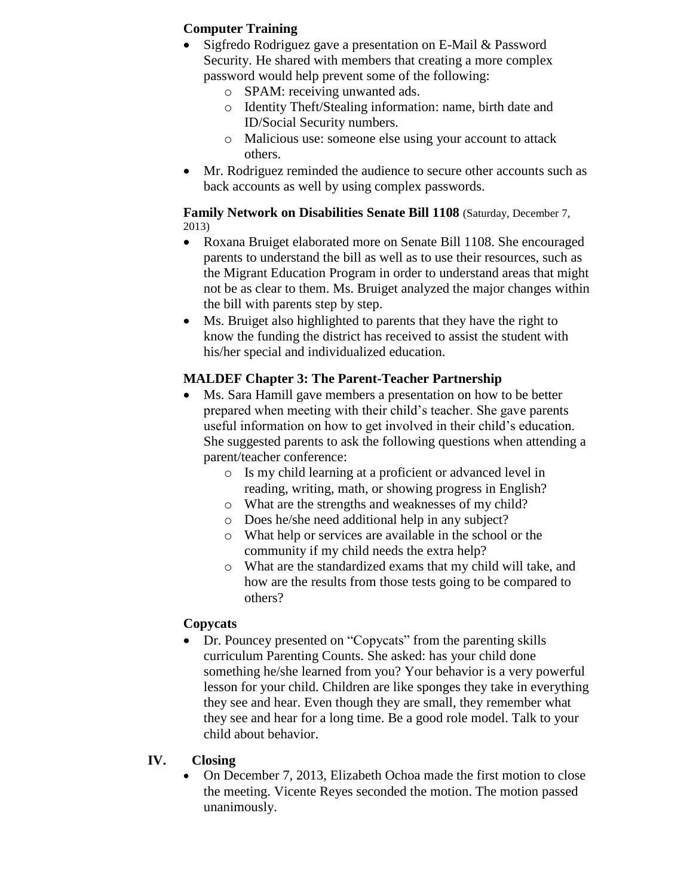**Computer Training**

- Sigfredo Rodriguez gave a presentation on E-Mail & Password Security. He shared with members that creating a more complex password would help prevent some of the following:
    - SPAM: receiving unwanted ads.
    - Identity Theft/Stealing information: name, birth date and ID/Social Security numbers.
    - Malicious use: someone else using your account to attack others.
- Mr. Rodriguez reminded the audience to secure other accounts such as back accounts as well by using complex passwords.

**Family Network on Disabilities Senate Bill 1108** (Saturday, December 7, 2013)

- Roxana Bruiget elaborated more on Senate Bill 1108. She encouraged parents to understand the bill as well as to use their resources, such as the Migrant Education Program in order to understand areas that might not be as clear to them. Ms. Bruiget analyzed the major changes within the bill with parents step by step.
- Ms. Bruiget also highlighted to parents that they have the right to know the funding the district has received to assist the student with his/her special and individualized education.

**MALDEF Chapter 3: The Parent-Teacher Partnership**

- Ms. Sara Hamill gave members a presentation on how to be better prepared when meeting with their child's teacher. She gave parents useful information on how to get involved in their child's education. She suggested parents to ask the following questions when attending a parent/teacher conference:
    - Is my child learning at a proficient or advanced level in reading, writing, math, or showing progress in English?
    - What are the strengths and weaknesses of my child?
    - Does he/she need additional help in any subject?
    - What help or services are available in the school or the community if my child needs the extra help?
    - What are the standardized exams that my child will take, and how are the results from those tests going to be compared to others?

**Copycats**

- Dr. Pouncey presented on "Copycats" from the parenting skills curriculum Parenting Counts. She asked: has your child done something he/she learned from you? Your behavior is a very powerful lesson for your child. Children are like sponges they take in everything they see and hear. Even though they are small, they remember what they see and hear for a long time. Be a good role model. Talk to your child about behavior.

## IV. Closing

- On December 7, 2013, Elizabeth Ochoa made the first motion to close the meeting. Vicente Reyes seconded the motion. The motion passed unanimously.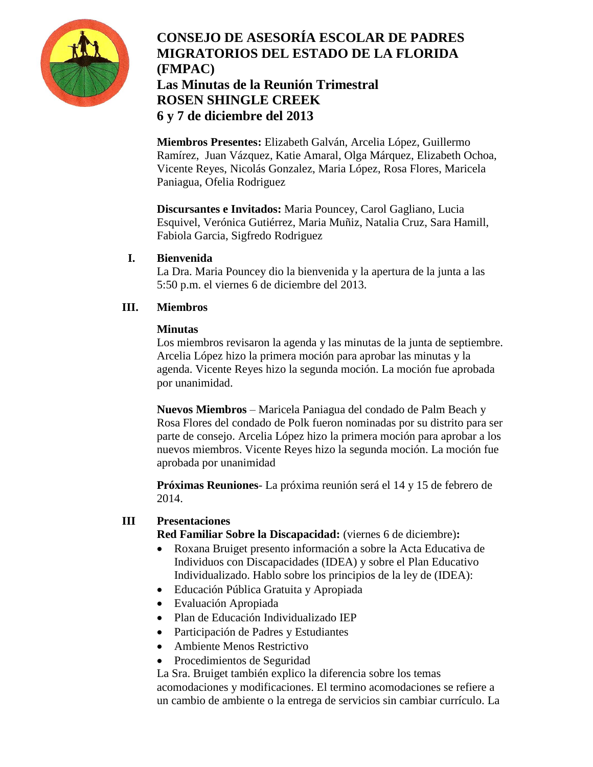# CONSEJO DE ASESORÍA ESCOLAR DE PADRES MIGRATORIOS DEL ESTADO DE LA FLORIDA (FMPAC)

## Las Minutas de la Reunión Trimestral
## ROSEN SHINGLE CREEK
## 6 y 7 de diciembre del 2013

**Miembros Presentes:** Elizabeth Galván, Arcelia López, Guillermo Ramírez, Juan Vázquez, Katie Amaral, Olga Márquez, Elizabeth Ochoa, Vicente Reyes, Nicolás Gonzalez, Maria López, Rosa Flores, Maricela Paniagua, Ofelia Rodriguez

**Discursantes e Invitados:** Maria Pouncey, Carol Gagliano, Lucia Esquivel, Verónica Gutiérrez, Maria Muñiz, Natalia Cruz, Sara Hamill, Fabiola Garcia, Sigfredo Rodriguez

**I. Bienvenida**

La Dra. Maria Pouncey dio la bienvenida y la apertura de la junta a las 5:50 p.m. el viernes 6 de diciembre del 2013.

**III. Miembros**

**Minutas**

Los miembros revisaron la agenda y las minutas de la junta de septiembre. Arcelia López hizo la primera moción para aprobar las minutas y la agenda. Vicente Reyes hizo la segunda moción. La moción fue aprobada por unanimidad.

**Nuevos Miembros** – Maricela Paniagua del condado de Palm Beach y Rosa Flores del condado de Polk fueron nominadas por su distrito para ser parte de consejo. Arcelia López hizo la primera moción para aprobar a los nuevos miembros. Vicente Reyes hizo la segunda moción. La moción fue aprobada por unanimidad

**Próximas Reuniones**- La próxima reunión será el 14 y 15 de febrero de 2014.

**III Presentaciones**

**Red Familiar Sobre la Discapacidad:** (viernes 6 de diciembre)**:**

- Roxana Bruiget presento información a sobre la Acta Educativa de Individuos con Discapacidades (IDEA) y sobre el Plan Educativo Individualizado. Hablo sobre los principios de la ley de (IDEA):
- Educación Pública Gratuita y Apropiada
- Evaluación Apropiada
- Plan de Educación Individualizado IEP
- Participación de Padres y Estudiantes
- Ambiente Menos Restrictivo
- Procedimientos de Seguridad

La Sra. Bruiget también explico la diferencia sobre los temas acomodaciones y modificaciones. El termino acomodaciones se refiere a un cambio de ambiente o la entrega de servicios sin cambiar currículo. La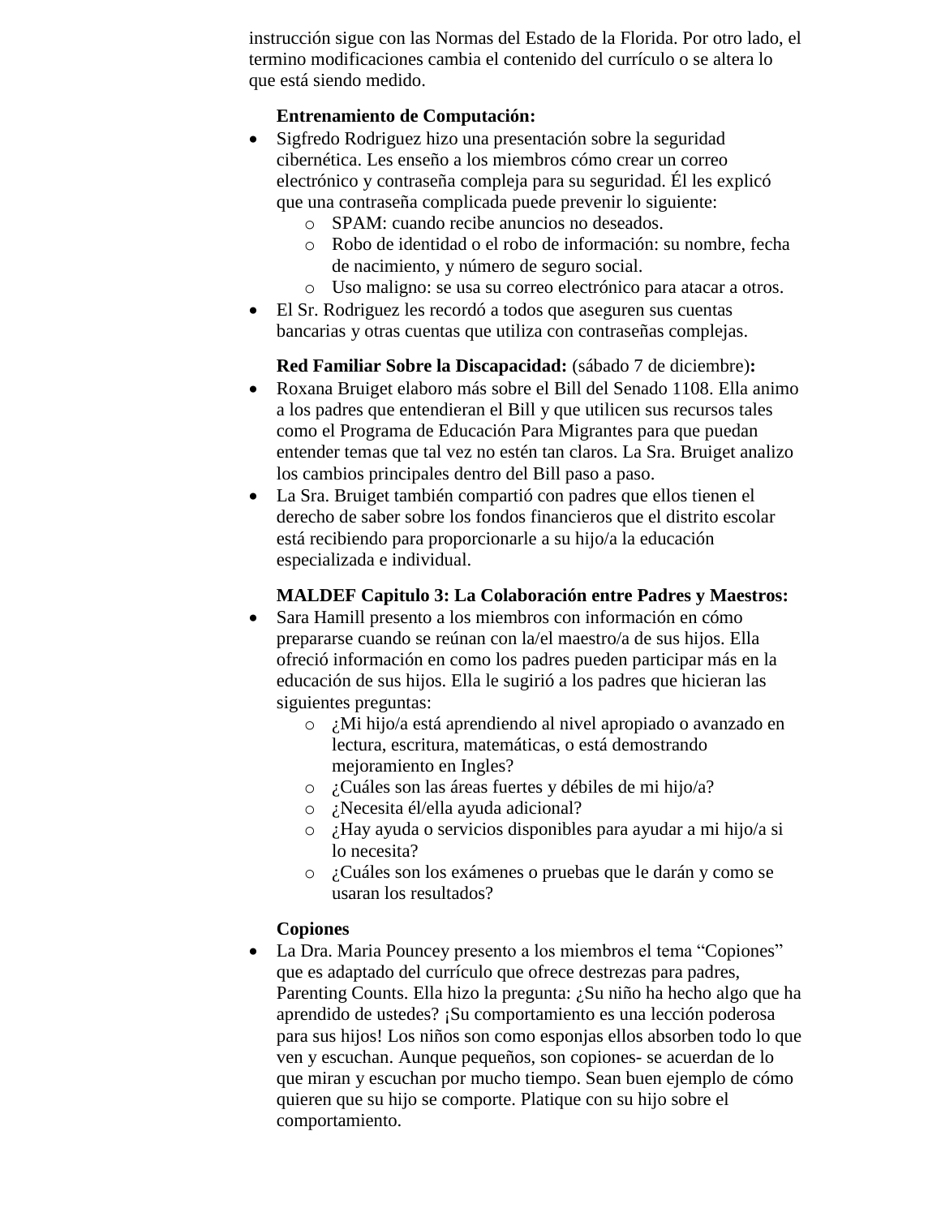instrucción sigue con las Normas del Estado de la Florida. Por otro lado, el termino modificaciones cambia el contenido del currículo o se altera lo que está siendo medido.

**Entrenamiento de Computación:**

- Sigfredo Rodriguez hizo una presentación sobre la seguridad cibernética. Les enseño a los miembros cómo crear un correo electrónico y contraseña compleja para su seguridad. Él les explicó que una contraseña complicada puede prevenir lo siguiente:
  - SPAM: cuando recibe anuncios no deseados.
  - Robo de identidad o el robo de información: su nombre, fecha de nacimiento, y número de seguro social.
  - Uso maligno: se usa su correo electrónico para atacar a otros.
- El Sr. Rodriguez les recordó a todos que aseguren sus cuentas bancarias y otras cuentas que utiliza con contraseñas complejas.

**Red Familiar Sobre la Discapacidad:** (sábado 7 de diciembre)**:**

- Roxana Bruiget elaboro más sobre el Bill del Senado 1108. Ella animo a los padres que entendieran el Bill y que utilicen sus recursos tales como el Programa de Educación Para Migrantes para que puedan entender temas que tal vez no estén tan claros. La Sra. Bruiget analizo los cambios principales dentro del Bill paso a paso.
- La Sra. Bruiget también compartió con padres que ellos tienen el derecho de saber sobre los fondos financieros que el distrito escolar está recibiendo para proporcionarle a su hijo/a la educación especializada e individual.

**MALDEF Capitulo 3: La Colaboración entre Padres y Maestros:**

- Sara Hamill presento a los miembros con información en cómo prepararse cuando se reúnan con la/el maestro/a de sus hijos. Ella ofreció información en como los padres pueden participar más en la educación de sus hijos. Ella le sugirió a los padres que hicieran las siguientes preguntas:
  - ¿Mi hijo/a está aprendiendo al nivel apropiado o avanzado en lectura, escritura, matemáticas, o está demostrando mejoramiento en Ingles?
  - ¿Cuáles son las áreas fuertes y débiles de mi hijo/a?
  - ¿Necesita él/ella ayuda adicional?
  - ¿Hay ayuda o servicios disponibles para ayudar a mi hijo/a si lo necesita?
  - ¿Cuáles son los exámenes o pruebas que le darán y como se usaran los resultados?

**Copiones**

- La Dra. Maria Pouncey presento a los miembros el tema "Copiones" que es adaptado del currículo que ofrece destrezas para padres, Parenting Counts. Ella hizo la pregunta: ¿Su niño ha hecho algo que ha aprendido de ustedes? ¡Su comportamiento es una lección poderosa para sus hijos! Los niños son como esponjas ellos absorben todo lo que ven y escuchan. Aunque pequeños, son copiones- se acuerdan de lo que miran y escuchan por mucho tiempo. Sean buen ejemplo de cómo quieren que su hijo se comporte. Platique con su hijo sobre el comportamiento.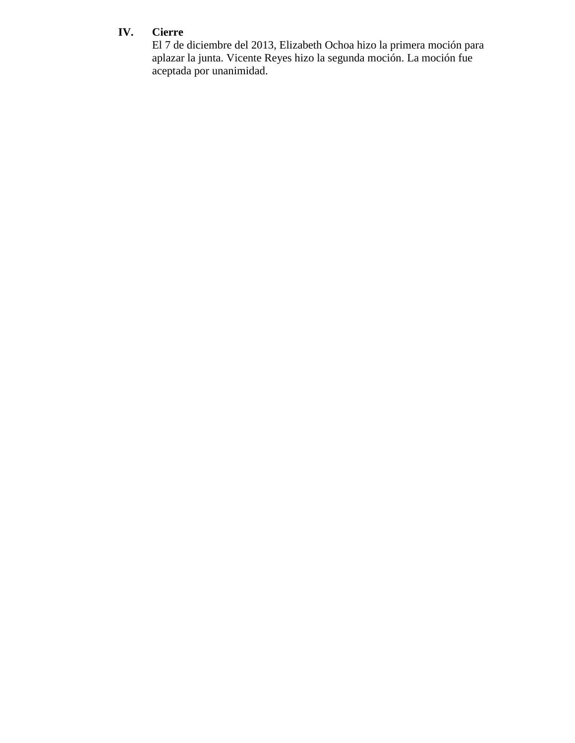**IV. Cierre**

El 7 de diciembre del 2013, Elizabeth Ochoa hizo la primera moción para aplazar la junta. Vicente Reyes hizo la segunda moción. La moción fue aceptada por unanimidad.